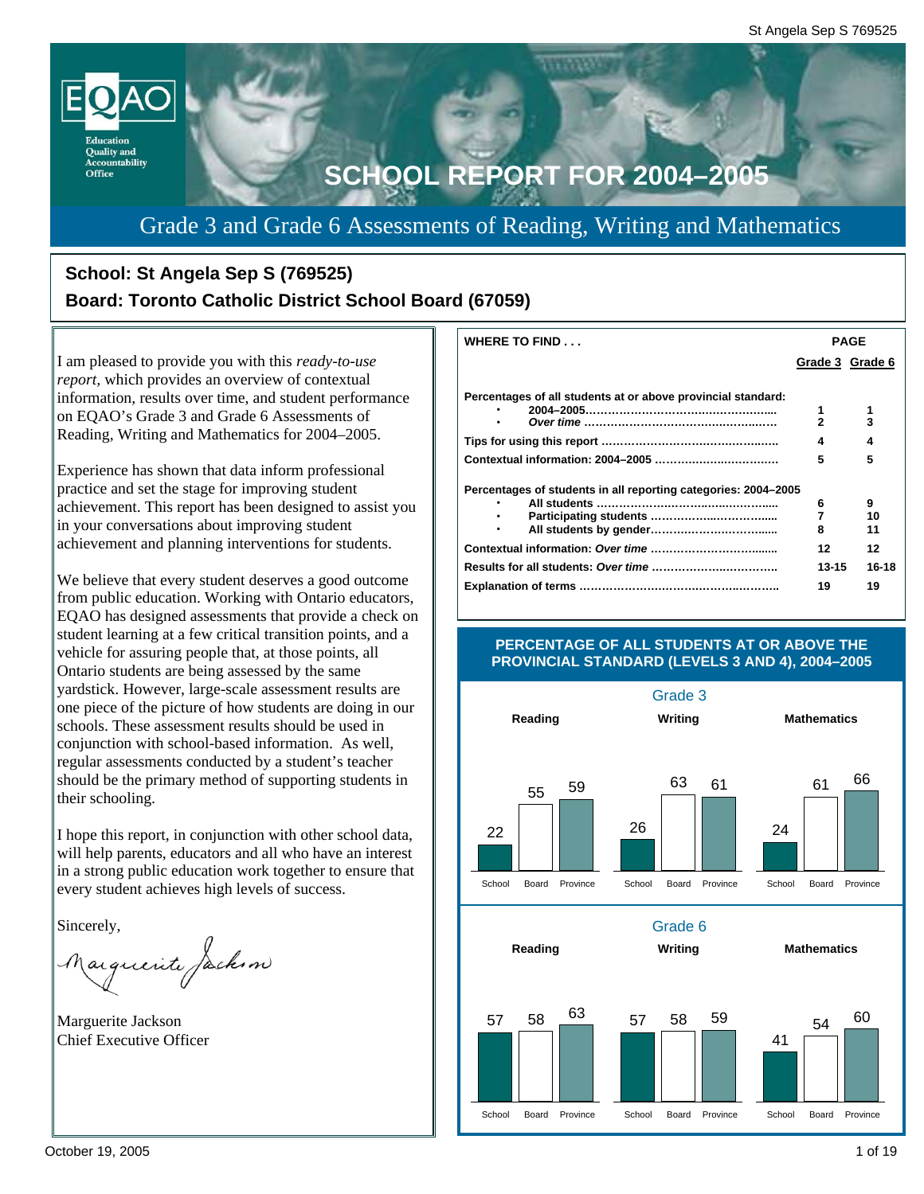# SCHOOL REPORT FOR 2004–2005

## Grade 3 and Grade 6 Assessments of Reading, Writing and Mathematics

**School: St Angela Sep S (769525)**

**Board: Toronto Catholic District School Board (67059)**

I am pleased to provide you with this *ready-to-use report,* which provides an overview of contextual information, results over time, and student performance on EQAO's Grade 3 and Grade 6 Assessments of Reading, Writing and Mathematics for 2004–2005.

Experience has shown that data inform professional practice and set the stage for improving student achievement. This report has been designed to assist you in your conversations about improving student achievement and planning interventions for students.

We believe that every student deserves a good outcome from public education. Working with Ontario educators, EQAO has designed assessments that provide a check on student learning at a few critical transition points, and a vehicle for assuring people that, at those points, all Ontario students are being assessed by the same yardstick. However, large-scale assessment results are one piece of the picture of how students are doing in our schools. These assessment results should be used in conjunction with school-based information. As well, regular assessments conducted by a student's teacher should be the primary method of supporting students in their schooling.

I hope this report, in conjunction with other school data, will help parents, educators and all who have an interest in a strong public education work together to ensure that every student achieves high levels of success.

Sincerely,

Marguerite Jackson
Chief Executive Officer

| WHERE TO FIND . . . | PAGE Grade 3 | PAGE Grade 6 |
|---|---|---|
| **Percentages of all students at or above provincial standard:** | | |
| • 2004–2005 | 1 | 1 |
| • *Over time* | 2 | 3 |
| Tips for using this report | 4 | 4 |
| Contextual information: 2004–2005 | 5 | 5 |
| **Percentages of students in all reporting categories: 2004–2005** | | |
| • All students | 6 | 9 |
| • Participating students | 7 | 10 |
| • All students by gender | 8 | 11 |
| Contextual information: *Over time* | 12 | 12 |
| Results for all students: *Over time* | 13-15 | 16-18 |
| Explanation of terms | 19 | 19 |

### PERCENTAGE OF ALL STUDENTS AT OR ABOVE THE PROVINCIAL STANDARD (LEVELS 3 AND 4), 2004–2005

Grade 3

Reading
22 55 59
School Board Province

Writing
26 63 61
School Board Province

Mathematics
24 61 66
School Board Province

Grade 6

Reading
57 58 63
School Board Province

Writing
57 58 59
School Board Province

Mathematics
41 54 60
School Board Province

October 19, 2005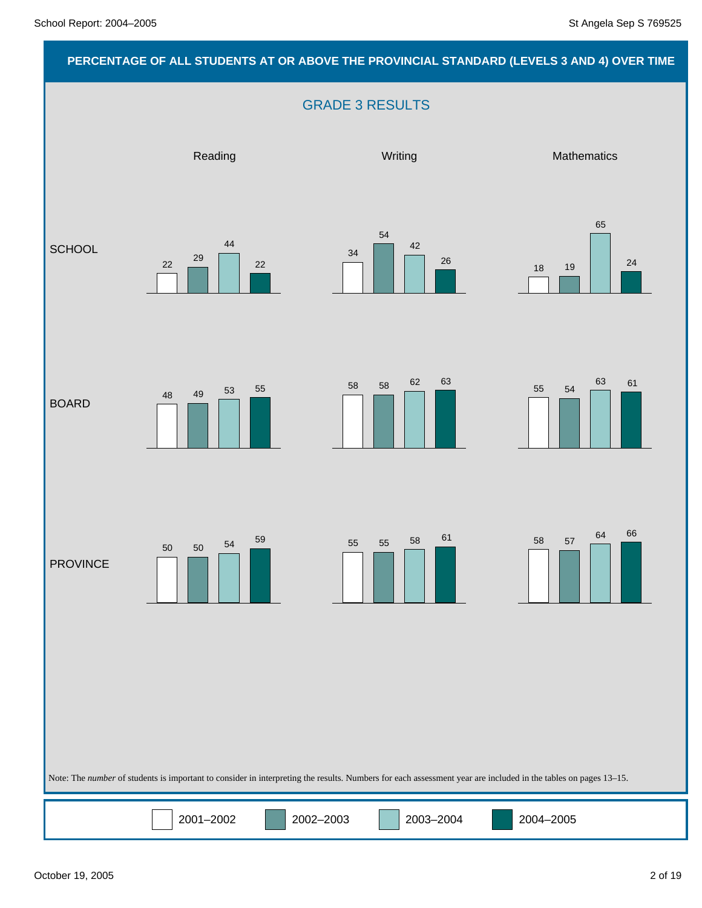## PERCENTAGE OF ALL STUDENTS AT OR ABOVE THE PROVINCIAL STANDARD (LEVELS 3 AND 4) OVER TIME

### GRADE 3 RESULTS

Reading

Writing

Mathematics

SCHOOL

22 29 44 22

34 54 42 26

18 19 65 24

BOARD

48 49 53 55

58 58 62 63

55 54 63 61

PROVINCE

50 50 54 59

55 55 58 61

58 57 64 66

Note: The *number* of students is important to consider in interpreting the results. Numbers for each assessment year are included in the tables on pages 13–15.

2001–2002 2002–2003 2003–2004 2004–2005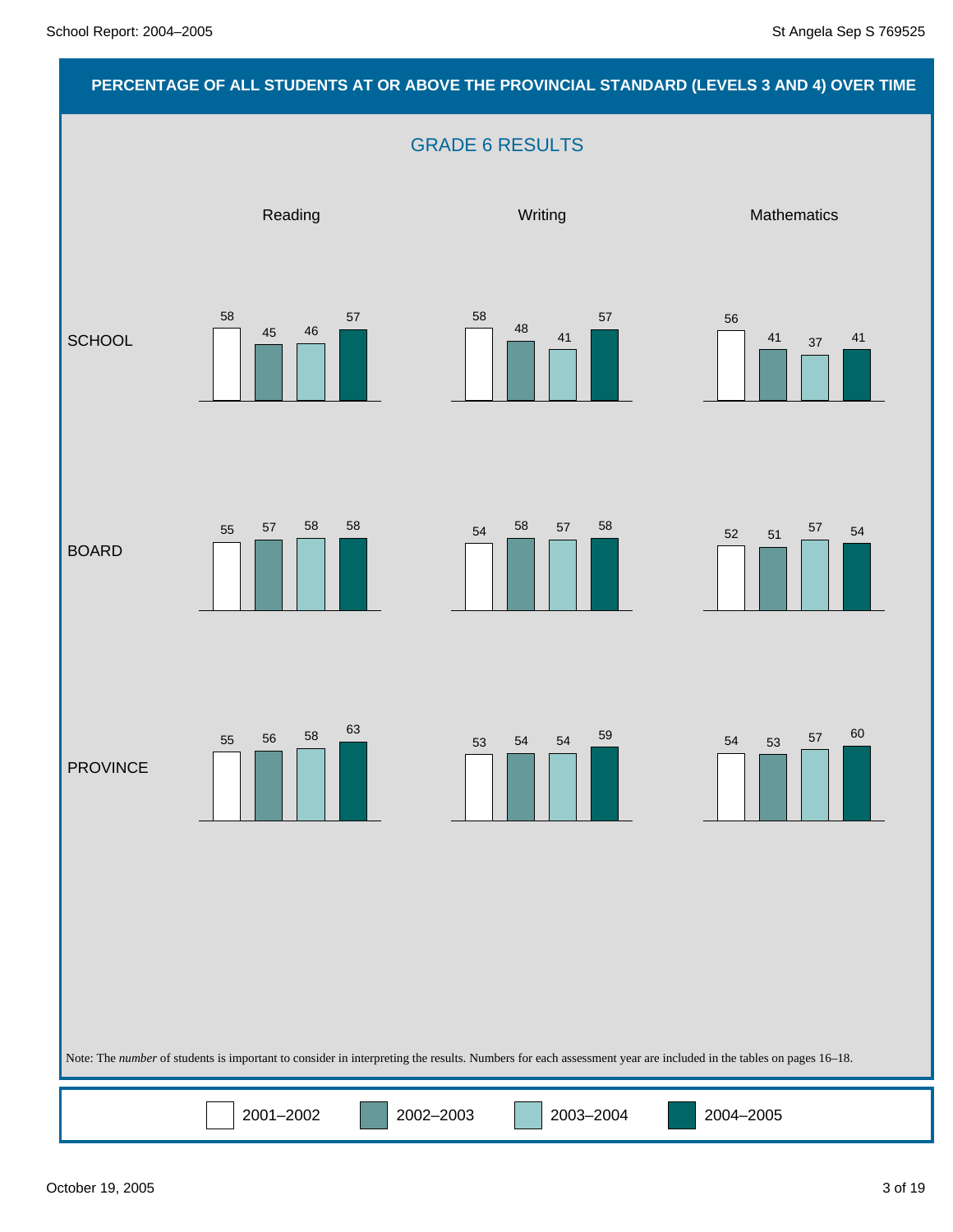## PERCENTAGE OF ALL STUDENTS AT OR ABOVE THE PROVINCIAL STANDARD (LEVELS 3 AND 4) OVER TIME

### GRADE 6 RESULTS

Reading

Writing

Mathematics

SCHOOL

58 45 46 57

58 48 41 57

56 41 37 41

BOARD

55 57 58 58

54 58 57 58

52 51 57 54

PROVINCE

55 56 58 63

53 54 54 59

54 53 57 60

Note: The *number* of students is important to consider in interpreting the results. Numbers for each assessment year are included in the tables on pages 16–18.

2001–2002

2002–2003

2003–2004

2004–2005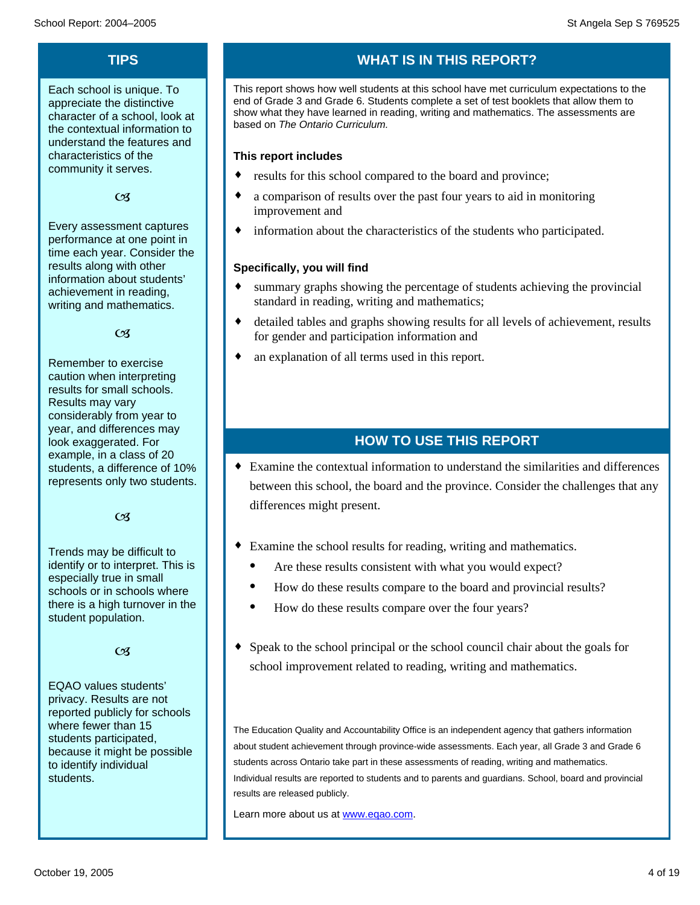## TIPS

Each school is unique. To appreciate the distinctive character of a school, look at the contextual information to understand the features and characteristics of the community it serves.

Every assessment captures performance at one point in time each year. Consider the results along with other information about students' achievement in reading, writing and mathematics.

Remember to exercise caution when interpreting results for small schools. Results may vary considerably from year to year, and differences may look exaggerated. For example, in a class of 20 students, a difference of 10% represents only two students.

Trends may be difficult to identify or to interpret. This is especially true in small schools or in schools where there is a high turnover in the student population.

EQAO values students' privacy. Results are not reported publicly for schools where fewer than 15 students participated, because it might be possible to identify individual students.

## WHAT IS IN THIS REPORT?

This report shows how well students at this school have met curriculum expectations to the end of Grade 3 and Grade 6. Students complete a set of test booklets that allow them to show what they have learned in reading, writing and mathematics. The assessments are based on *The Ontario Curriculum.*

**This report includes**

- results for this school compared to the board and province;
- a comparison of results over the past four years to aid in monitoring improvement and
- information about the characteristics of the students who participated.

**Specifically, you will find**

- summary graphs showing the percentage of students achieving the provincial standard in reading, writing and mathematics;
- detailed tables and graphs showing results for all levels of achievement, results for gender and participation information and
- an explanation of all terms used in this report.

## HOW TO USE THIS REPORT

- Examine the contextual information to understand the similarities and differences between this school, the board and the province. Consider the challenges that any differences might present.
- Examine the school results for reading, writing and mathematics.
  - Are these results consistent with what you would expect?
  - How do these results compare to the board and provincial results?
  - How do these results compare over the four years?
- Speak to the school principal or the school council chair about the goals for school improvement related to reading, writing and mathematics.

The Education Quality and Accountability Office is an independent agency that gathers information about student achievement through province-wide assessments. Each year, all Grade 3 and Grade 6 students across Ontario take part in these assessments of reading, writing and mathematics. Individual results are reported to students and to parents and guardians. School, board and provincial results are released publicly.

Learn more about us at www.eqao.com.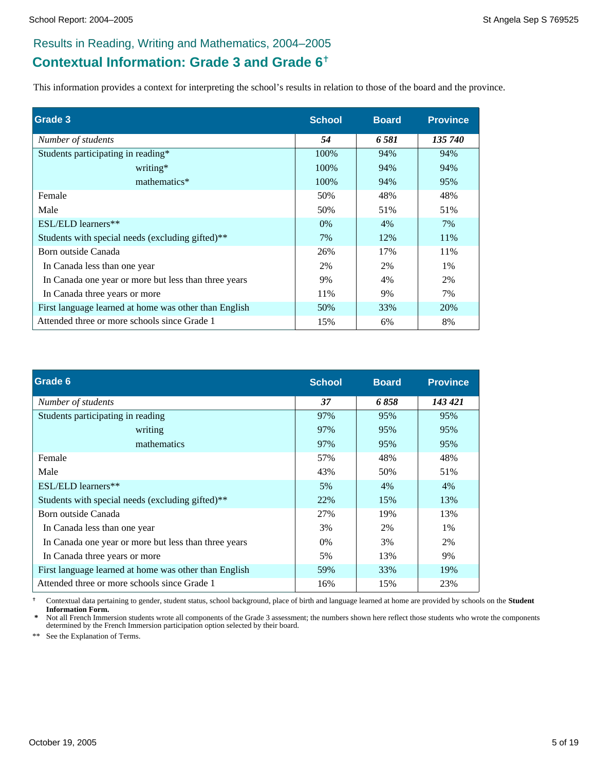Results in Reading, Writing and Mathematics, 2004–2005

## Contextual Information: Grade 3 and Grade 6†

This information provides a context for interpreting the school's results in relation to those of the board and the province.

| Grade 3 | School | Board | Province |
|---|---|---|---|
| *Number of students* | ***54*** | ***6 581*** | ***135 740*** |
| Students participating in reading* | 100% | 94% | 94% |
| writing* | 100% | 94% | 94% |
| mathematics* | 100% | 94% | 95% |
| Female | 50% | 48% | 48% |
| Male | 50% | 51% | 51% |
| ESL/ELD learners** | 0% | 4% | 7% |
| Students with special needs (excluding gifted)** | 7% | 12% | 11% |
| Born outside Canada | 26% | 17% | 11% |
| In Canada less than one year | 2% | 2% | 1% |
| In Canada one year or more but less than three years | 9% | 4% | 2% |
| In Canada three years or more | 11% | 9% | 7% |
| First language learned at home was other than English | 50% | 33% | 20% |
| Attended three or more schools since Grade 1 | 15% | 6% | 8% |

| Grade 6 | School | Board | Province |
|---|---|---|---|
| *Number of students* | ***37*** | ***6 858*** | ***143 421*** |
| Students participating in reading | 97% | 95% | 95% |
| writing | 97% | 95% | 95% |
| mathematics | 97% | 95% | 95% |
| Female | 57% | 48% | 48% |
| Male | 43% | 50% | 51% |
| ESL/ELD learners** | 5% | 4% | 4% |
| Students with special needs (excluding gifted)** | 22% | 15% | 13% |
| Born outside Canada | 27% | 19% | 13% |
| In Canada less than one year | 3% | 2% | 1% |
| In Canada one year or more but less than three years | 0% | 3% | 2% |
| In Canada three years or more | 5% | 13% | 9% |
| First language learned at home was other than English | 59% | 33% | 19% |
| Attended three or more schools since Grade 1 | 16% | 15% | 23% |

† Contextual data pertaining to gender, student status, school background, place of birth and language learned at home are provided by schools on the **Student Information Form.**

\* Not all French Immersion students wrote all components of the Grade 3 assessment; the numbers shown here reflect those students who wrote the components determined by the French Immersion participation option selected by their board.

** See the Explanation of Terms.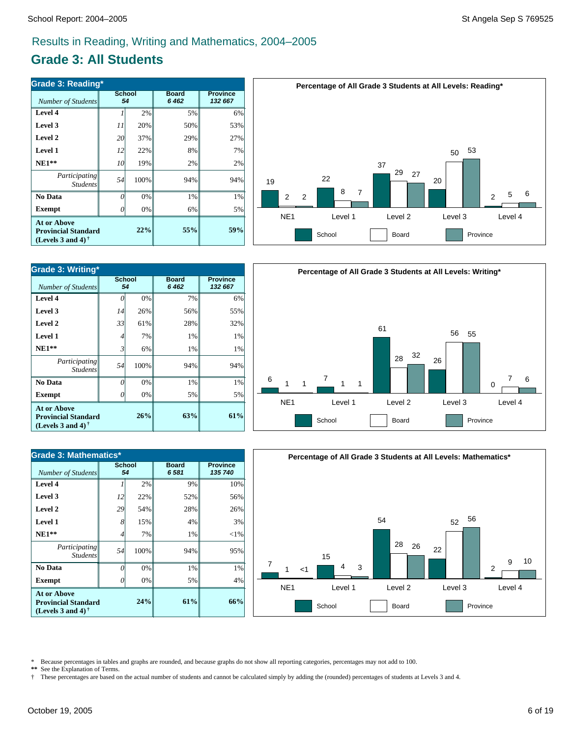## Results in Reading, Writing and Mathematics, 2004–2005

# Grade 3: All Students

| Grade 3: Reading* | School 54 | | Board 6 462 | Province 132 667 |
|---|---|---|---|---|
| *Number of Students* | | | | |
| **Level 4** | *1* | 2% | 5% | 6% |
| **Level 3** | *11* | 20% | 50% | 53% |
| **Level 2** | *20* | 37% | 29% | 27% |
| **Level 1** | *12* | 22% | 8% | 7% |
| **NE1**** | *10* | 19% | 2% | 2% |
| *Participating Students* | *54* | 100% | 94% | 94% |
| **No Data** | *0* | 0% | 1% | 1% |
| **Exempt** | *0* | 0% | 6% | 5% |
| **At or Above Provincial Standard (Levels 3 and 4)†** | | **22%** | **55%** | **59%** |

**Percentage of All Grade 3 Students at All Levels: Reading***

19 2 2 | 22 8 7 | 37 29 27 | 20 50 53 | 2 5 6

NE1 Level 1 Level 2 Level 3 Level 4

School Board Province

| Grade 3: Writing* | School 54 | | Board 6 462 | Province 132 667 |
|---|---|---|---|---|
| *Number of Students* | | | | |
| **Level 4** | *0* | 0% | 7% | 6% |
| **Level 3** | *14* | 26% | 56% | 55% |
| **Level 2** | *33* | 61% | 28% | 32% |
| **Level 1** | *4* | 7% | 1% | 1% |
| **NE1**** | *3* | 6% | 1% | 1% |
| *Participating Students* | *54* | 100% | 94% | 94% |
| **No Data** | *0* | 0% | 1% | 1% |
| **Exempt** | *0* | 0% | 5% | 5% |
| **At or Above Provincial Standard (Levels 3 and 4)†** | | **26%** | **63%** | **61%** |

**Percentage of All Grade 3 Students at All Levels: Writing***

6 1 1 | 7 1 1 | 61 28 32 | 26 56 55 | 0 7 6

NE1 Level 1 Level 2 Level 3 Level 4

School Board Province

| Grade 3: Mathematics* | School 54 | | Board 6 581 | Province 135 740 |
|---|---|---|---|---|
| *Number of Students* | | | | |
| **Level 4** | *1* | 2% | 9% | 10% |
| **Level 3** | *12* | 22% | 52% | 56% |
| **Level 2** | *29* | 54% | 28% | 26% |
| **Level 1** | *8* | 15% | 4% | 3% |
| **NE1**** | *4* | 7% | 1% | <1% |
| *Participating Students* | *54* | 100% | 94% | 95% |
| **No Data** | *0* | 0% | 1% | 1% |
| **Exempt** | *0* | 0% | 5% | 4% |
| **At or Above Provincial Standard (Levels 3 and 4)†** | | **24%** | **61%** | **66%** |

**Percentage of All Grade 3 Students at All Levels: Mathematics***

7 1 <1 | 15 4 3 | 54 28 26 | 22 52 56 | 2 9 10

NE1 Level 1 Level 2 Level 3 Level 4

School Board Province

\* Because percentages in tables and graphs are rounded, and because graphs do not show all reporting categories, percentages may not add to 100.

** See the Explanation of Terms.

† These percentages are based on the actual number of students and cannot be calculated simply by adding the (rounded) percentages of students at Levels 3 and 4.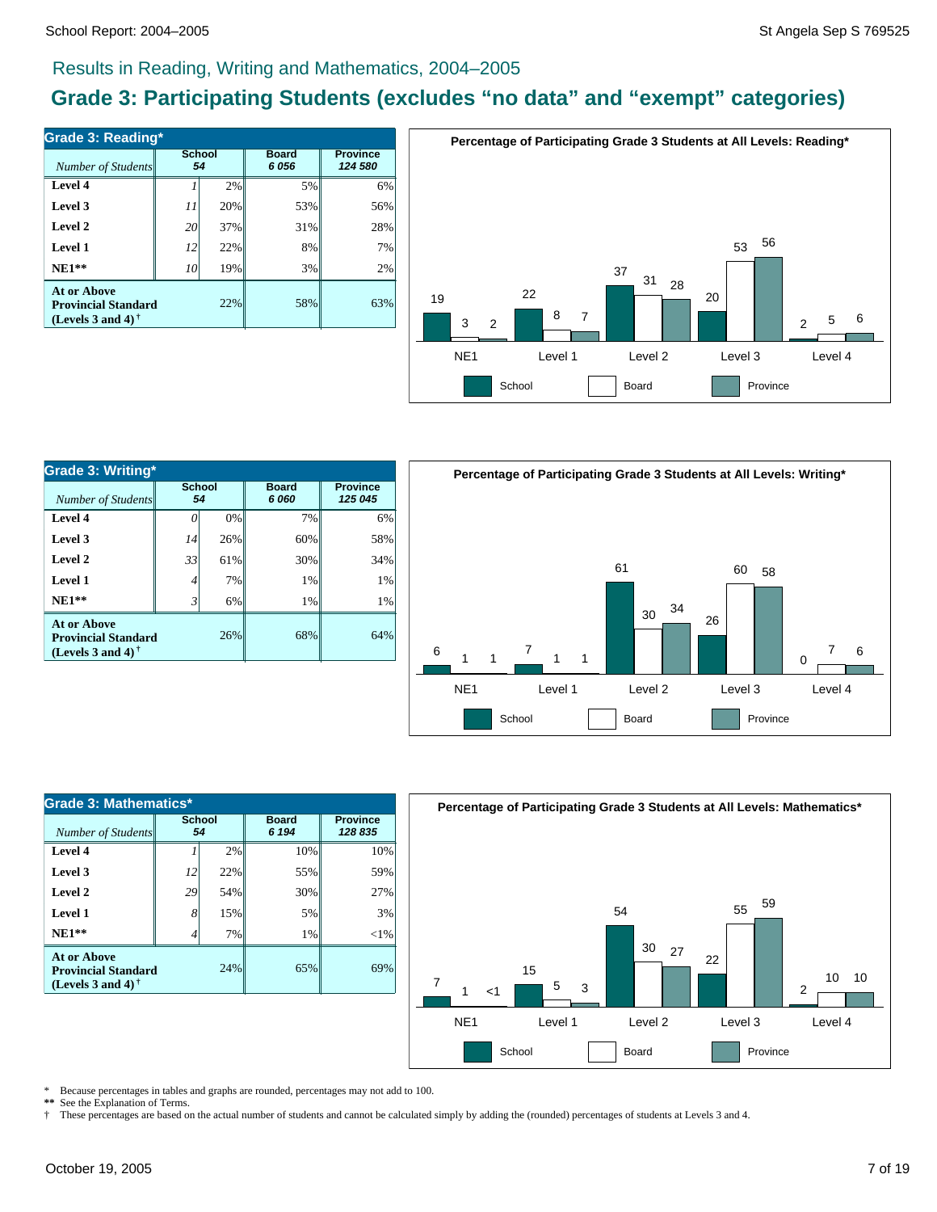## Results in Reading, Writing and Mathematics, 2004–2005

# Grade 3: Participating Students (excludes “no data” and “exempt” categories)

### Grade 3: Reading*

| *Number of Students* | School 54 | | Board 6 056 | Province 124 580 |
|---|---|---|---|---|
| **Level 4** | *1* | 2% | 5% | 6% |
| **Level 3** | *11* | 20% | 53% | 56% |
| **Level 2** | *20* | 37% | 31% | 28% |
| **Level 1** | *12* | 22% | 8% | 7% |
| **NE1\*\*** | *10* | 19% | 3% | 2% |
| **At or Above Provincial Standard (Levels 3 and 4)†** | | 22% | 58% | 63% |

**Percentage of Participating Grade 3 Students at All Levels: Reading***

| | NE1 | Level 1 | Level 2 | Level 3 | Level 4 |
|---|---|---|---|---|---|
| School | 19 | 22 | 37 | 20 | 2 |
| Board | 3 | 8 | 31 | 53 | 5 |
| Province | 2 | 7 | 28 | 56 | 6 |

### Grade 3: Writing*

| *Number of Students* | School 54 | | Board 6 060 | Province 125 045 |
|---|---|---|---|---|
| **Level 4** | *0* | 0% | 7% | 6% |
| **Level 3** | *14* | 26% | 60% | 58% |
| **Level 2** | *33* | 61% | 30% | 34% |
| **Level 1** | *4* | 7% | 1% | 1% |
| **NE1\*\*** | *3* | 6% | 1% | 1% |
| **At or Above Provincial Standard (Levels 3 and 4)†** | | 26% | 68% | 64% |

**Percentage of Participating Grade 3 Students at All Levels: Writing***

| | NE1 | Level 1 | Level 2 | Level 3 | Level 4 |
|---|---|---|---|---|---|
| School | 6 | 7 | 61 | 26 | 0 |
| Board | 1 | 1 | 30 | 60 | 7 |
| Province | 1 | 1 | 34 | 58 | 6 |

### Grade 3: Mathematics*

| *Number of Students* | School 54 | | Board 6 194 | Province 128 835 |
|---|---|---|---|---|
| **Level 4** | *1* | 2% | 10% | 10% |
| **Level 3** | *12* | 22% | 55% | 59% |
| **Level 2** | *29* | 54% | 30% | 27% |
| **Level 1** | *8* | 15% | 5% | 3% |
| **NE1\*\*** | *4* | 7% | 1% | <1% |
| **At or Above Provincial Standard (Levels 3 and 4)†** | | 24% | 65% | 69% |

**Percentage of Participating Grade 3 Students at All Levels: Mathematics***

| | NE1 | Level 1 | Level 2 | Level 3 | Level 4 |
|---|---|---|---|---|---|
| School | 7 | 15 | 54 | 22 | 2 |
| Board | 1 | 5 | 30 | 55 | 10 |
| Province | <1 | 3 | 27 | 59 | 10 |

\* Because percentages in tables and graphs are rounded, percentages may not add to 100.

\*\* See the Explanation of Terms.

† These percentages are based on the actual number of students and cannot be calculated simply by adding the (rounded) percentages of students at Levels 3 and 4.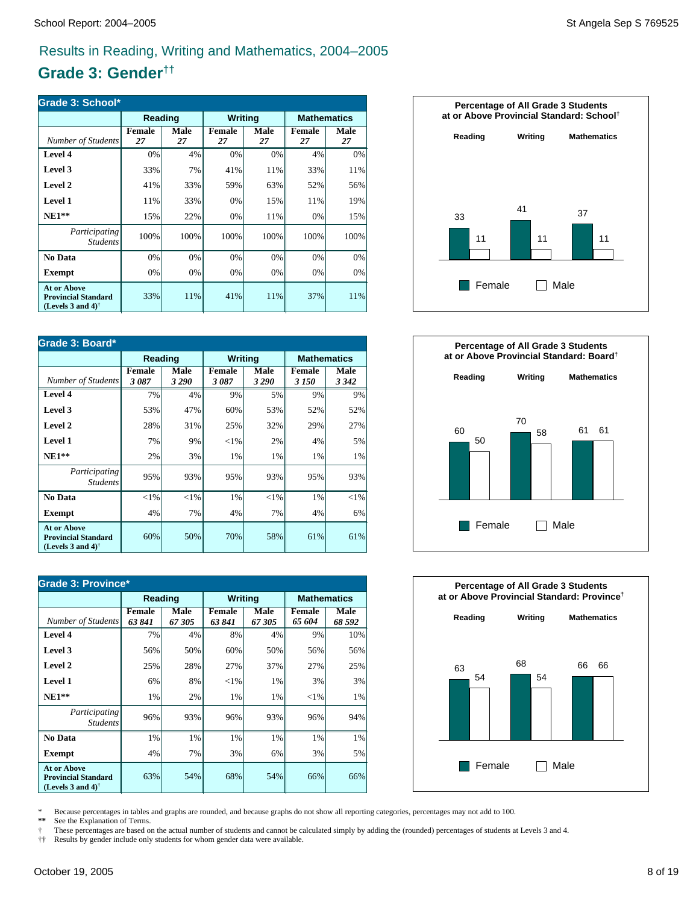# Results in Reading, Writing and Mathematics, 2004–2005

## Grade 3: Gender††

| Grade 3: School* | Reading | | Writing | | Mathematics | |
|---|---|---|---|---|---|---|
| *Number of Students* | Female *27* | Male *27* | Female *27* | Male *27* | Female *27* | Male *27* |
| **Level 4** | 0% | 4% | 0% | 0% | 4% | 0% |
| **Level 3** | 33% | 7% | 41% | 11% | 33% | 11% |
| **Level 2** | 41% | 33% | 59% | 63% | 52% | 56% |
| **Level 1** | 11% | 33% | 0% | 15% | 11% | 19% |
| **NE1**** | 15% | 22% | 0% | 11% | 0% | 15% |
| *Participating Students* | 100% | 100% | 100% | 100% | 100% | 100% |
| **No Data** | 0% | 0% | 0% | 0% | 0% | 0% |
| **Exempt** | 0% | 0% | 0% | 0% | 0% | 0% |
| **At or Above Provincial Standard (Levels 3 and 4)†** | 33% | 11% | 41% | 11% | 37% | 11% |

Percentage of All Grade 3 Students at or Above Provincial Standard: School†

Reading Writing Mathematics

33 11 41 11 37 11

Female Male

| Grade 3: Board* | Reading | | Writing | | Mathematics | |
|---|---|---|---|---|---|---|
| *Number of Students* | Female *3 087* | Male *3 290* | Female *3 087* | Male *3 290* | Female *3 150* | Male *3 342* |
| **Level 4** | 7% | 4% | 9% | 5% | 9% | 9% |
| **Level 3** | 53% | 47% | 60% | 53% | 52% | 52% |
| **Level 2** | 28% | 31% | 25% | 32% | 29% | 27% |
| **Level 1** | 7% | 9% | <1% | 2% | 4% | 5% |
| **NE1**** | 2% | 3% | 1% | 1% | 1% | 1% |
| *Participating Students* | 95% | 93% | 95% | 93% | 95% | 93% |
| **No Data** | <1% | <1% | 1% | <1% | 1% | <1% |
| **Exempt** | 4% | 7% | 4% | 7% | 4% | 6% |
| **At or Above Provincial Standard (Levels 3 and 4)†** | 60% | 50% | 70% | 58% | 61% | 61% |

Percentage of All Grade 3 Students at or Above Provincial Standard: Board†

Reading Writing Mathematics

60 50 70 58 61 61

Female Male

| Grade 3: Province* | Reading | | Writing | | Mathematics | |
|---|---|---|---|---|---|---|
| *Number of Students* | Female *63 841* | Male *67 305* | Female *63 841* | Male *67 305* | Female *65 604* | Male *68 592* |
| **Level 4** | 7% | 4% | 8% | 4% | 9% | 10% |
| **Level 3** | 56% | 50% | 60% | 50% | 56% | 56% |
| **Level 2** | 25% | 28% | 27% | 37% | 27% | 25% |
| **Level 1** | 6% | 8% | <1% | 1% | 3% | 3% |
| **NE1**** | 1% | 2% | 1% | 1% | <1% | 1% |
| *Participating Students* | 96% | 93% | 96% | 93% | 96% | 94% |
| **No Data** | 1% | 1% | 1% | 1% | 1% | 1% |
| **Exempt** | 4% | 7% | 3% | 6% | 3% | 5% |
| **At or Above Provincial Standard (Levels 3 and 4)†** | 63% | 54% | 68% | 54% | 66% | 66% |

Percentage of All Grade 3 Students at or Above Provincial Standard: Province†

Reading Writing Mathematics

63 54 68 54 66 66

Female Male

\* Because percentages in tables and graphs are rounded, and because graphs do not show all reporting categories, percentages may not add to 100.

** See the Explanation of Terms.

† These percentages are based on the actual number of students and cannot be calculated simply by adding the (rounded) percentages of students at Levels 3 and 4.

†† Results by gender include only students for whom gender data were available.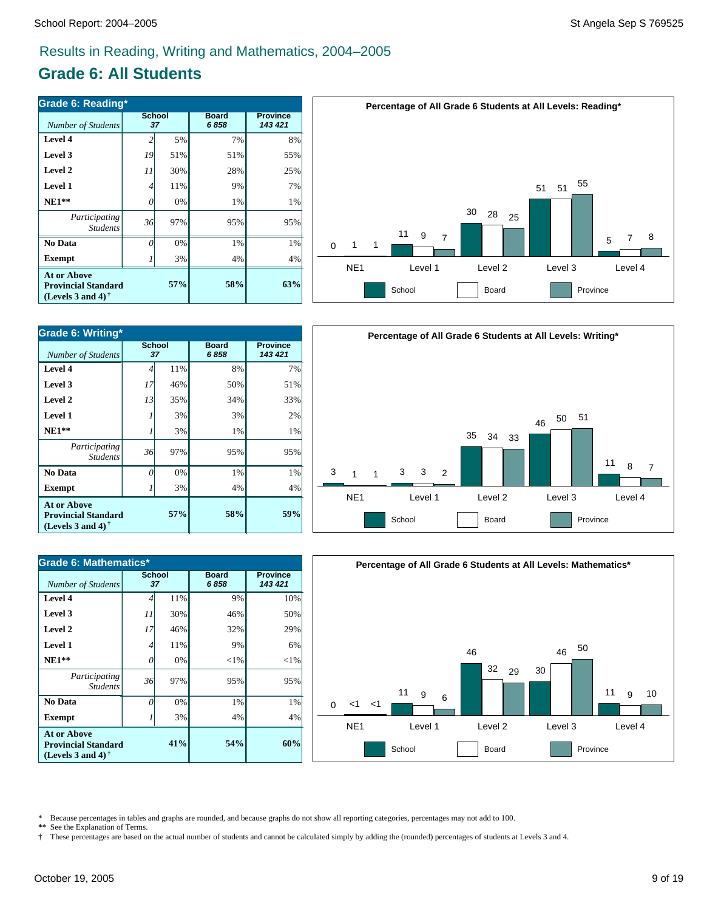## Results in Reading, Writing and Mathematics, 2004–2005

# Grade 6: All Students

### Grade 6: Reading*

| Number of Students | School 37 | | Board 6 858 | Province 143 421 |
|---|---|---|---|---|
| **Level 4** | 2 | 5% | 7% | 8% |
| **Level 3** | 19 | 51% | 51% | 55% |
| **Level 2** | 11 | 30% | 28% | 25% |
| **Level 1** | 4 | 11% | 9% | 7% |
| **NE1**** | 0 | 0% | 1% | 1% |
| *Participating Students* | 36 | 97% | 95% | 95% |
| **No Data** | 0 | 0% | 1% | 1% |
| **Exempt** | 1 | 3% | 4% | 4% |
| **At or Above Provincial Standard (Levels 3 and 4)†** | | **57%** | **58%** | **63%** |

**Percentage of All Grade 6 Students at All Levels: Reading***

| | NE1 | Level 1 | Level 2 | Level 3 | Level 4 |
|---|---|---|---|---|---|
| School | 0 | 11 | 30 | 51 | 5 |
| Board | 1 | 9 | 28 | 51 | 7 |
| Province | 1 | 7 | 25 | 55 | 8 |

### Grade 6: Writing*

| Number of Students | School 37 | | Board 6 858 | Province 143 421 |
|---|---|---|---|---|
| **Level 4** | 4 | 11% | 8% | 7% |
| **Level 3** | 17 | 46% | 50% | 51% |
| **Level 2** | 13 | 35% | 34% | 33% |
| **Level 1** | 1 | 3% | 3% | 2% |
| **NE1**** | 1 | 3% | 1% | 1% |
| *Participating Students* | 36 | 97% | 95% | 95% |
| **No Data** | 0 | 0% | 1% | 1% |
| **Exempt** | 1 | 3% | 4% | 4% |
| **At or Above Provincial Standard (Levels 3 and 4)†** | | **57%** | **58%** | **59%** |

**Percentage of All Grade 6 Students at All Levels: Writing***

| | NE1 | Level 1 | Level 2 | Level 3 | Level 4 |
|---|---|---|---|---|---|
| School | 3 | 3 | 35 | 46 | 11 |
| Board | 1 | 3 | 34 | 50 | 8 |
| Province | 1 | 2 | 33 | 51 | 7 |

### Grade 6: Mathematics*

| Number of Students | School 37 | | Board 6 858 | Province 143 421 |
|---|---|---|---|---|
| **Level 4** | 4 | 11% | 9% | 10% |
| **Level 3** | 11 | 30% | 46% | 50% |
| **Level 2** | 17 | 46% | 32% | 29% |
| **Level 1** | 4 | 11% | 9% | 6% |
| **NE1**** | 0 | 0% | <1% | <1% |
| *Participating Students* | 36 | 97% | 95% | 95% |
| **No Data** | 0 | 0% | 1% | 1% |
| **Exempt** | 1 | 3% | 4% | 4% |
| **At or Above Provincial Standard (Levels 3 and 4)†** | | **41%** | **54%** | **60%** |

**Percentage of All Grade 6 Students at All Levels: Mathematics***

| | NE1 | Level 1 | Level 2 | Level 3 | Level 4 |
|---|---|---|---|---|---|
| School | 0 | 11 | 46 | 30 | 11 |
| Board | <1 | 9 | 32 | 46 | 9 |
| Province | <1 | 6 | 29 | 50 | 10 |

\* Because percentages in tables and graphs are rounded, and because graphs do not show all reporting categories, percentages may not add to 100.

** See the Explanation of Terms.

† These percentages are based on the actual number of students and cannot be calculated simply by adding the (rounded) percentages of students at Levels 3 and 4.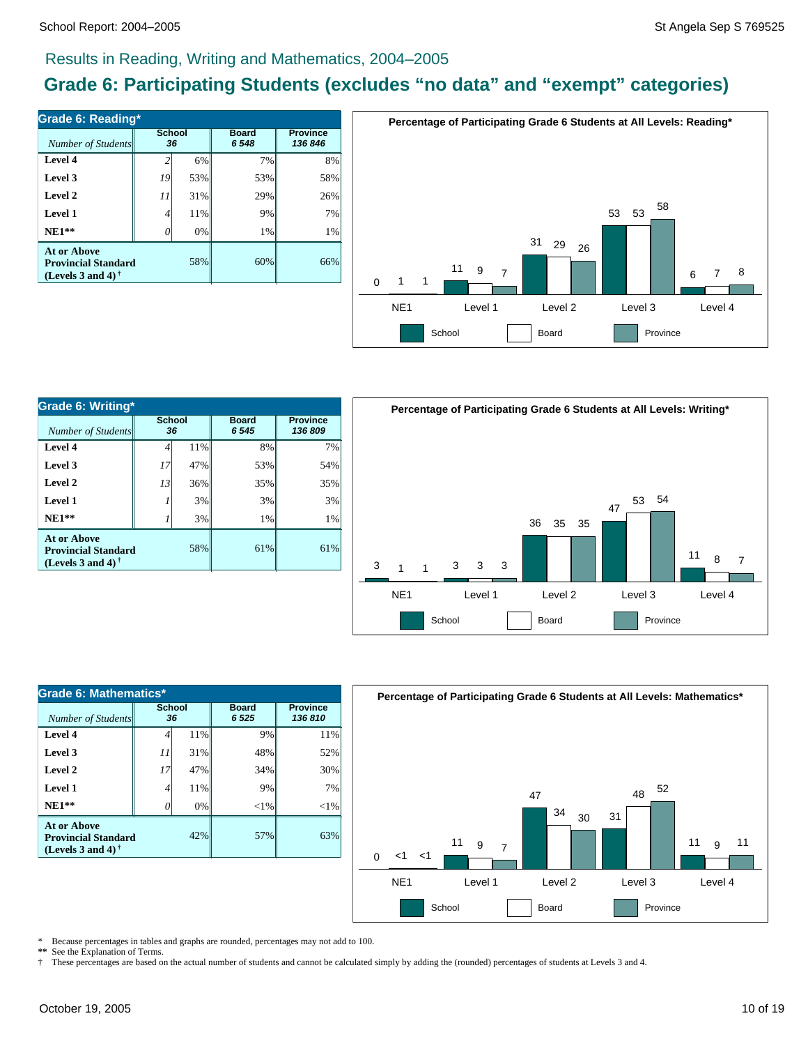Results in Reading, Writing and Mathematics, 2004–2005

# Grade 6: Participating Students (excludes "no data" and "exempt" categories)

| Grade 6: Reading* | School 36 | | Board 6 548 | Province 136 846 |
|---|---|---|---|---|
| *Number of Students* | | | | |
| **Level 4** | *2* | 6% | 7% | 8% |
| **Level 3** | *19* | 53% | 53% | 58% |
| **Level 2** | *11* | 31% | 29% | 26% |
| **Level 1** | *4* | 11% | 9% | 7% |
| **NE1\*\*** | *0* | 0% | 1% | 1% |
| **At or Above Provincial Standard (Levels 3 and 4)** † | | 58% | 60% | 66% |

Percentage of Participating Grade 6 Students at All Levels: Reading*

0 1 1
11 9 7
31 29 26
53 53 58
6 7 8

NE1 Level 1 Level 2 Level 3 Level 4

School Board Province

| Grade 6: Writing* | School 36 | | Board 6 545 | Province 136 809 |
|---|---|---|---|---|
| *Number of Students* | | | | |
| **Level 4** | *4* | 11% | 8% | 7% |
| **Level 3** | *17* | 47% | 53% | 54% |
| **Level 2** | *13* | 36% | 35% | 35% |
| **Level 1** | *1* | 3% | 3% | 3% |
| **NE1\*\*** | *1* | 3% | 1% | 1% |
| **At or Above Provincial Standard (Levels 3 and 4)** † | | 58% | 61% | 61% |

Percentage of Participating Grade 6 Students at All Levels: Writing*

3 1 1
3 3 3
36 35 35
47 53 54
11 8 7

NE1 Level 1 Level 2 Level 3 Level 4

School Board Province

| Grade 6: Mathematics* | School 36 | | Board 6 525 | Province 136 810 |
|---|---|---|---|---|
| *Number of Students* | | | | |
| **Level 4** | *4* | 11% | 9% | 11% |
| **Level 3** | *11* | 31% | 48% | 52% |
| **Level 2** | *17* | 47% | 34% | 30% |
| **Level 1** | *4* | 11% | 9% | 7% |
| **NE1\*\*** | *0* | 0% | <1% | <1% |
| **At or Above Provincial Standard (Levels 3 and 4)** † | | 42% | 57% | 63% |

Percentage of Participating Grade 6 Students at All Levels: Mathematics*

0 <1 <1
11 9 7
47 34 30
31 48 52
11 9 11

NE1 Level 1 Level 2 Level 3 Level 4

School Board Province

\* Because percentages in tables and graphs are rounded, percentages may not add to 100.
\*\* See the Explanation of Terms.
† These percentages are based on the actual number of students and cannot be calculated simply by adding the (rounded) percentages of students at Levels 3 and 4.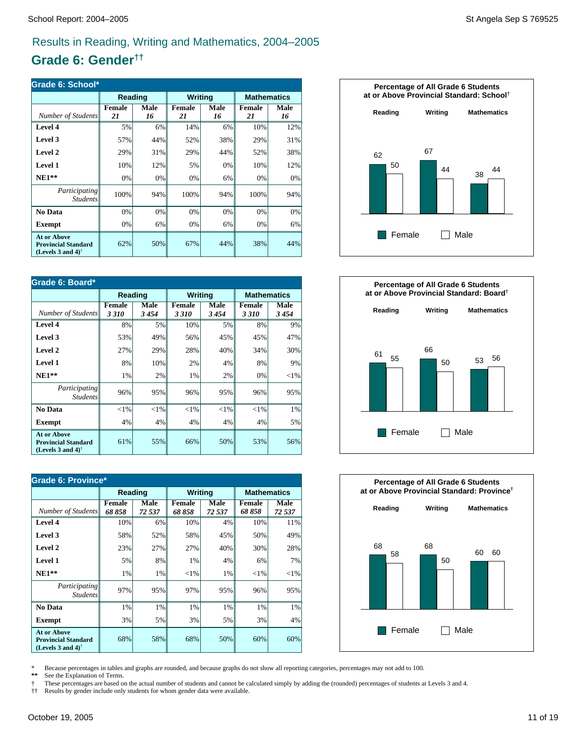## Results in Reading, Writing and Mathematics, 2004–2005

# Grade 6: Gender††

| Grade 6: School* | Reading | | Writing | | Mathematics | |
|---|---|---|---|---|---|---|
| *Number of Students* | Female *21* | Male *16* | Female *21* | Male *16* | Female *21* | Male *16* |
| **Level 4** | 5% | 6% | 14% | 6% | 10% | 12% |
| **Level 3** | 57% | 44% | 52% | 38% | 29% | 31% |
| **Level 2** | 29% | 31% | 29% | 44% | 52% | 38% |
| **Level 1** | 10% | 12% | 5% | 0% | 10% | 12% |
| **NE1**** | 0% | 0% | 0% | 6% | 0% | 0% |
| *Participating Students* | 100% | 94% | 100% | 94% | 100% | 94% |
| **No Data** | 0% | 0% | 0% | 0% | 0% | 0% |
| **Exempt** | 0% | 6% | 0% | 6% | 0% | 6% |
| **At or Above Provincial Standard (Levels 3 and 4)†** | 62% | 50% | 67% | 44% | 38% | 44% |

Percentage of All Grade 6 Students at or Above Provincial Standard: School†

Reading Writing Mathematics

62 50 67 44 38 44

Female Male

| Grade 6: Board* | Reading | | Writing | | Mathematics | |
|---|---|---|---|---|---|---|
| *Number of Students* | Female *3 310* | Male *3 454* | Female *3 310* | Male *3 454* | Female *3 310* | Male *3 454* |
| **Level 4** | 8% | 5% | 10% | 5% | 8% | 9% |
| **Level 3** | 53% | 49% | 56% | 45% | 45% | 47% |
| **Level 2** | 27% | 29% | 28% | 40% | 34% | 30% |
| **Level 1** | 8% | 10% | 2% | 4% | 8% | 9% |
| **NE1**** | 1% | 2% | 1% | 2% | 0% | <1% |
| *Participating Students* | 96% | 95% | 96% | 95% | 96% | 95% |
| **No Data** | <1% | <1% | <1% | <1% | <1% | 1% |
| **Exempt** | 4% | 4% | 4% | 4% | 4% | 5% |
| **At or Above Provincial Standard (Levels 3 and 4)†** | 61% | 55% | 66% | 50% | 53% | 56% |

Percentage of All Grade 6 Students at or Above Provincial Standard: Board†

Reading Writing Mathematics

61 55 66 50 53 56

Female Male

| Grade 6: Province* | Reading | | Writing | | Mathematics | |
|---|---|---|---|---|---|---|
| *Number of Students* | Female *68 858* | Male *72 537* | Female *68 858* | Male *72 537* | Female *68 858* | Male *72 537* |
| **Level 4** | 10% | 6% | 10% | 4% | 10% | 11% |
| **Level 3** | 58% | 52% | 58% | 45% | 50% | 49% |
| **Level 2** | 23% | 27% | 27% | 40% | 30% | 28% |
| **Level 1** | 5% | 8% | 1% | 4% | 6% | 7% |
| **NE1**** | 1% | 1% | <1% | 1% | <1% | <1% |
| *Participating Students* | 97% | 95% | 97% | 95% | 96% | 95% |
| **No Data** | 1% | 1% | 1% | 1% | 1% | 1% |
| **Exempt** | 3% | 5% | 3% | 5% | 3% | 4% |
| **At or Above Provincial Standard (Levels 3 and 4)†** | 68% | 58% | 68% | 50% | 60% | 60% |

Percentage of All Grade 6 Students at or Above Provincial Standard: Province†

Reading Writing Mathematics

68 58 68 50 60 60

Female Male

\* Because percentages in tables and graphs are rounded, and because graphs do not show all reporting categories, percentages may not add to 100.

** See the Explanation of Terms.

† These percentages are based on the actual number of students and cannot be calculated simply by adding the (rounded) percentages of students at Levels 3 and 4.

†† Results by gender include only students for whom gender data were available.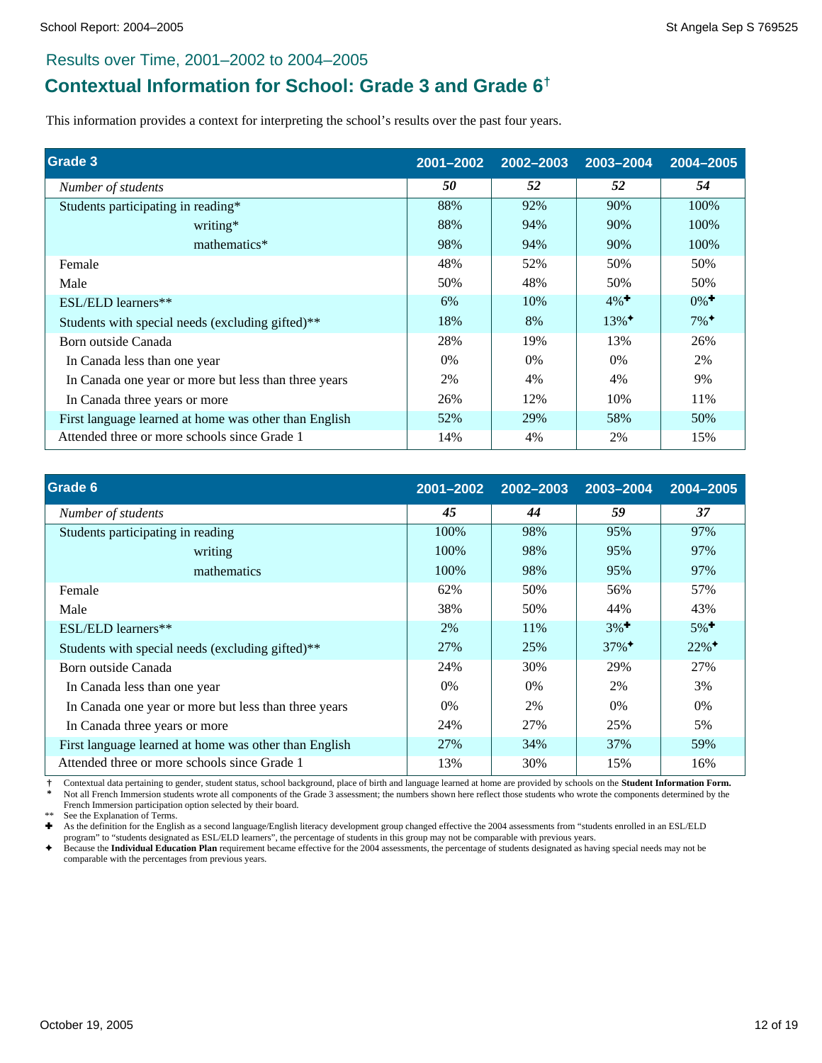## Results over Time, 2001–2002 to 2004–2005

# Contextual Information for School: Grade 3 and Grade 6†

This information provides a context for interpreting the school's results over the past four years.

| Grade 3 | 2001–2002 | 2002–2003 | 2003–2004 | 2004–2005 |
|---|---|---|---|---|
| *Number of students* | ***50*** | ***52*** | ***52*** | ***54*** |
| Students participating in reading* | 88% | 92% | 90% | 100% |
| writing* | 88% | 94% | 90% | 100% |
| mathematics* | 98% | 94% | 90% | 100% |
| Female | 48% | 52% | 50% | 50% |
| Male | 50% | 48% | 50% | 50% |
| ESL/ELD learners** | 6% | 10% | 4%✚ | 0%✚ |
| Students with special needs (excluding gifted)** | 18% | 8% | 13%✦ | 7%✦ |
| Born outside Canada | 28% | 19% | 13% | 26% |
| In Canada less than one year | 0% | 0% | 0% | 2% |
| In Canada one year or more but less than three years | 2% | 4% | 4% | 9% |
| In Canada three years or more | 26% | 12% | 10% | 11% |
| First language learned at home was other than English | 52% | 29% | 58% | 50% |
| Attended three or more schools since Grade 1 | 14% | 4% | 2% | 15% |

| Grade 6 | 2001–2002 | 2002–2003 | 2003–2004 | 2004–2005 |
|---|---|---|---|---|
| *Number of students* | ***45*** | ***44*** | ***59*** | ***37*** |
| Students participating in reading | 100% | 98% | 95% | 97% |
| writing | 100% | 98% | 95% | 97% |
| mathematics | 100% | 98% | 95% | 97% |
| Female | 62% | 50% | 56% | 57% |
| Male | 38% | 50% | 44% | 43% |
| ESL/ELD learners** | 2% | 11% | 3%✚ | 5%✚ |
| Students with special needs (excluding gifted)** | 27% | 25% | 37%✦ | 22%✦ |
| Born outside Canada | 24% | 30% | 29% | 27% |
| In Canada less than one year | 0% | 0% | 2% | 3% |
| In Canada one year or more but less than three years | 0% | 2% | 0% | 0% |
| In Canada three years or more | 24% | 27% | 25% | 5% |
| First language learned at home was other than English | 27% | 34% | 37% | 59% |
| Attended three or more schools since Grade 1 | 13% | 30% | 15% | 16% |

† Contextual data pertaining to gender, student status, school background, place of birth and language learned at home are provided by schools on the **Student Information Form.**

\* Not all French Immersion students wrote all components of the Grade 3 assessment; the numbers shown here reflect those students who wrote the components determined by the French Immersion participation option selected by their board.

** See the Explanation of Terms.

✚ As the definition for the English as a second language/English literacy development group changed effective the 2004 assessments from "students enrolled in an ESL/ELD program" to "students designated as ESL/ELD learners", the percentage of students in this group may not be comparable with previous years.

✦ Because the **Individual Education Plan** requirement became effective for the 2004 assessments, the percentage of students designated as having special needs may not be comparable with the percentages from previous years.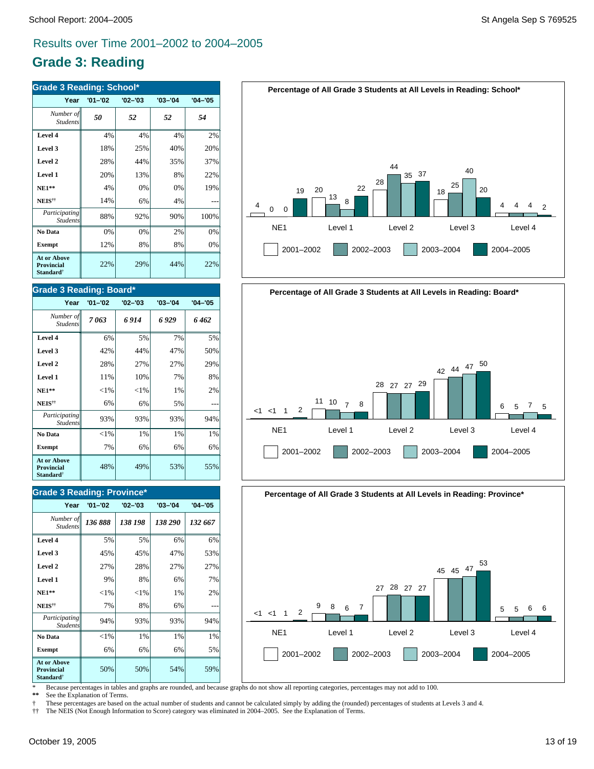## Results over Time 2001–2002 to 2004–2005

# Grade 3: Reading

| Grade 3 Reading: School* | | | | |
|---|---|---|---|---|
| Year | '01–'02 | '02–'03 | '03–'04 | '04–'05 |
| *Number of Students* | *50* | *52* | *52* | *54* |
| **Level 4** | 4% | 4% | 4% | 2% |
| **Level 3** | 18% | 25% | 40% | 20% |
| **Level 2** | 28% | 44% | 35% | 37% |
| **Level 1** | 20% | 13% | 8% | 22% |
| **NE1**** | 4% | 0% | 0% | 19% |
| **NEIS**†† | 14% | 6% | 4% | --- |
| *Participating Students* | 88% | 92% | 90% | 100% |
| **No Data** | 0% | 0% | 2% | 0% |
| **Exempt** | 12% | 8% | 8% | 0% |
| **At or Above Provincial Standard**† | 22% | 29% | 44% | 22% |

**Percentage of All Grade 3 Students at All Levels in Reading: School***

4 0 0 19 20 13 8 22 28 44 35 37 18 25 40 20 4 4 4 2

NE1 Level 1 Level 2 Level 3 Level 4

2001–2002 2002–2003 2003–2004 2004–2005

| Grade 3 Reading: Board* | | | | |
|---|---|---|---|---|
| Year | '01–'02 | '02–'03 | '03–'04 | '04–'05 |
| *Number of Students* | *7 063* | *6 914* | *6 929* | *6 462* |
| **Level 4** | 6% | 5% | 7% | 5% |
| **Level 3** | 42% | 44% | 47% | 50% |
| **Level 2** | 28% | 27% | 27% | 29% |
| **Level 1** | 11% | 10% | 7% | 8% |
| **NE1**** | <1% | <1% | 1% | 2% |
| **NEIS**†† | 6% | 6% | 5% | --- |
| *Participating Students* | 93% | 93% | 93% | 94% |
| **No Data** | <1% | 1% | 1% | 1% |
| **Exempt** | 7% | 6% | 6% | 6% |
| **At or Above Provincial Standard**† | 48% | 49% | 53% | 55% |

**Percentage of All Grade 3 Students at All Levels in Reading: Board***

<1 <1 1 2 11 10 7 8 28 27 27 29 42 44 47 50 6 5 7 5

NE1 Level 1 Level 2 Level 3 Level 4

2001–2002 2002–2003 2003–2004 2004–2005

| Grade 3 Reading: Province* | | | | |
|---|---|---|---|---|
| Year | '01–'02 | '02–'03 | '03–'04 | '04–'05 |
| *Number of Students* | *136 888* | *138 198* | *138 290* | *132 667* |
| **Level 4** | 5% | 5% | 6% | 6% |
| **Level 3** | 45% | 45% | 47% | 53% |
| **Level 2** | 27% | 28% | 27% | 27% |
| **Level 1** | 9% | 8% | 6% | 7% |
| **NE1**** | <1% | <1% | 1% | 2% |
| **NEIS**†† | 7% | 8% | 6% | --- |
| *Participating Students* | 94% | 93% | 93% | 94% |
| **No Data** | <1% | 1% | 1% | 1% |
| **Exempt** | 6% | 6% | 6% | 5% |
| **At or Above Provincial Standard**† | 50% | 50% | 54% | 59% |

**Percentage of All Grade 3 Students at All Levels in Reading: Province***

<1 <1 1 2 9 8 6 7 27 28 27 27 45 45 47 53 5 5 6 6

NE1 Level 1 Level 2 Level 3 Level 4

2001–2002 2002–2003 2003–2004 2004–2005

\* Because percentages in tables and graphs are rounded, and because graphs do not show all reporting categories, percentages may not add to 100.
** See the Explanation of Terms.
† These percentages are based on the actual number of students and cannot be calculated simply by adding the (rounded) percentages of students at Levels 3 and 4.
†† The NEIS (Not Enough Information to Score) category was eliminated in 2004–2005. See the Explanation of Terms.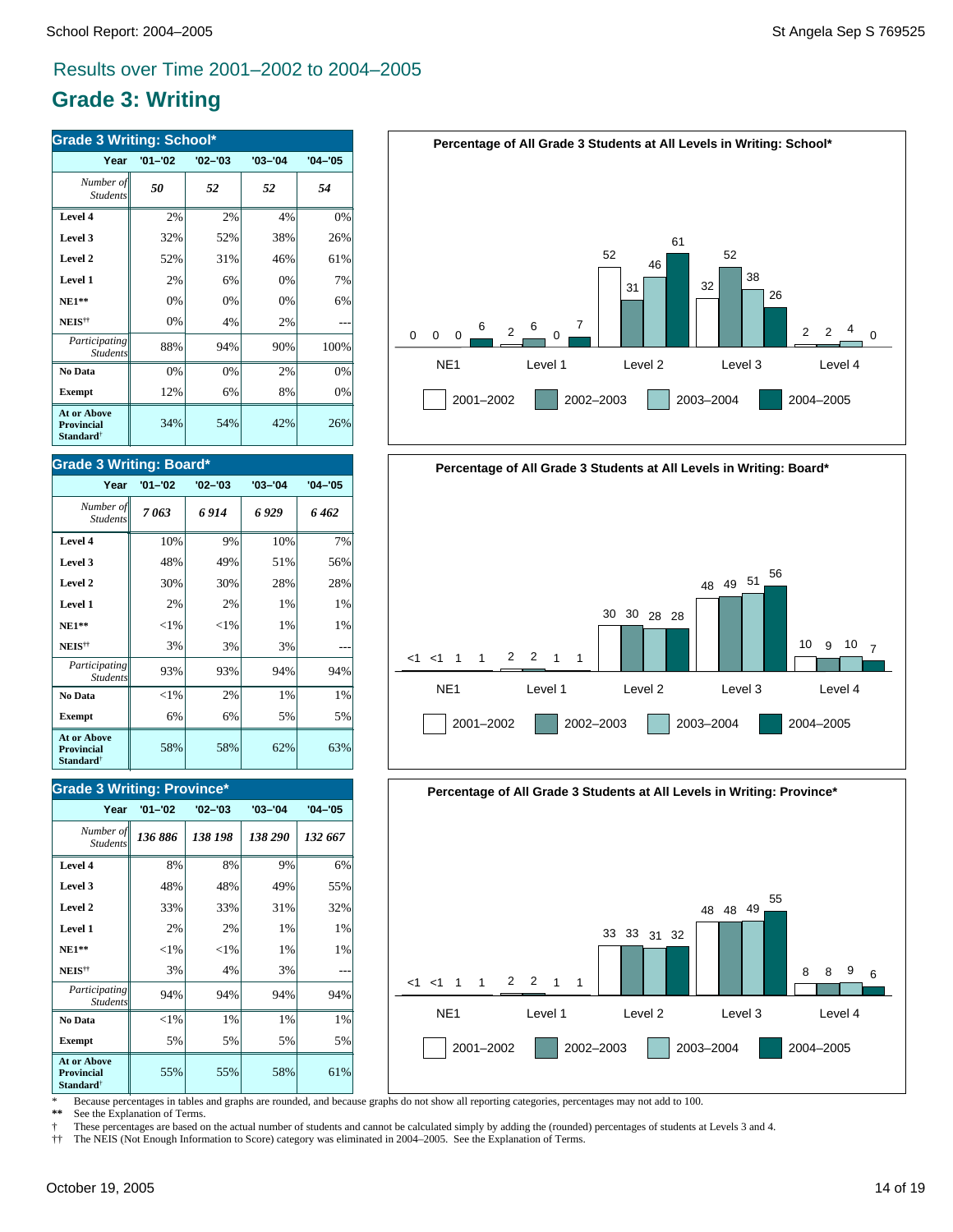Results over Time 2001–2002 to 2004–2005

# Grade 3: Writing

| Grade 3 Writing: School* | | | | |
|---|---|---|---|---|
| **Year** | **'01–'02** | **'02–'03** | **'03–'04** | **'04–'05** |
| *Number of Students* | *50* | *52* | *52* | *54* |
| **Level 4** | 2% | 2% | 4% | 0% |
| **Level 3** | 32% | 52% | 38% | 26% |
| **Level 2** | 52% | 31% | 46% | 61% |
| **Level 1** | 2% | 6% | 0% | 7% |
| **NE1**** | 0% | 0% | 0% | 6% |
| **NEIS**†† | 0% | 4% | 2% | --- |
| *Participating Students* | 88% | 94% | 90% | 100% |
| **No Data** | 0% | 0% | 2% | 0% |
| **Exempt** | 12% | 6% | 8% | 0% |
| **At or Above Provincial Standard**† | 34% | 54% | 42% | 26% |

**Percentage of All Grade 3 Students at All Levels in Writing: School***

NE1: 0 0 0 6
Level 1: 2 6 0 7
Level 2: 52 31 46 61
Level 3: 32 52 38 26
Level 4: 2 2 4 0

2001–2002 2002–2003 2003–2004 2004–2005

| Grade 3 Writing: Board* | | | | |
|---|---|---|---|---|
| **Year** | **'01–'02** | **'02–'03** | **'03–'04** | **'04–'05** |
| *Number of Students* | *7 063* | *6 914* | *6 929* | *6 462* |
| **Level 4** | 10% | 9% | 10% | 7% |
| **Level 3** | 48% | 49% | 51% | 56% |
| **Level 2** | 30% | 30% | 28% | 28% |
| **Level 1** | 2% | 2% | 1% | 1% |
| **NE1**** | <1% | <1% | 1% | 1% |
| **NEIS**†† | 3% | 3% | 3% | --- |
| *Participating Students* | 93% | 93% | 94% | 94% |
| **No Data** | <1% | 2% | 1% | 1% |
| **Exempt** | 6% | 6% | 5% | 5% |
| **At or Above Provincial Standard**† | 58% | 58% | 62% | 63% |

**Percentage of All Grade 3 Students at All Levels in Writing: Board***

NE1: <1 <1 1 1
Level 1: 2 2 1 1
Level 2: 30 30 28 28
Level 3: 48 49 51 56
Level 4: 10 9 10 7

2001–2002 2002–2003 2003–2004 2004–2005

| Grade 3 Writing: Province* | | | | |
|---|---|---|---|---|
| **Year** | **'01–'02** | **'02–'03** | **'03–'04** | **'04–'05** |
| *Number of Students* | *136 886* | *138 198* | *138 290* | *132 667* |
| **Level 4** | 8% | 8% | 9% | 6% |
| **Level 3** | 48% | 48% | 49% | 55% |
| **Level 2** | 33% | 33% | 31% | 32% |
| **Level 1** | 2% | 2% | 1% | 1% |
| **NE1**** | <1% | <1% | 1% | 1% |
| **NEIS**†† | 3% | 4% | 3% | --- |
| *Participating Students* | 94% | 94% | 94% | 94% |
| **No Data** | <1% | 1% | 1% | 1% |
| **Exempt** | 5% | 5% | 5% | 5% |
| **At or Above Provincial Standard**† | 55% | 55% | 58% | 61% |

**Percentage of All Grade 3 Students at All Levels in Writing: Province***

NE1: <1 <1 1 1
Level 1: 2 2 1 1
Level 2: 33 33 31 32
Level 3: 48 48 49 55
Level 4: 8 8 9 6

2001–2002 2002–2003 2003–2004 2004–2005

\* Because percentages in tables and graphs are rounded, and because graphs do not show all reporting categories, percentages may not add to 100.
** See the Explanation of Terms.
† These percentages are based on the actual number of students and cannot be calculated simply by adding the (rounded) percentages of students at Levels 3 and 4.
†† The NEIS (Not Enough Information to Score) category was eliminated in 2004–2005. See the Explanation of Terms.

October 19, 2005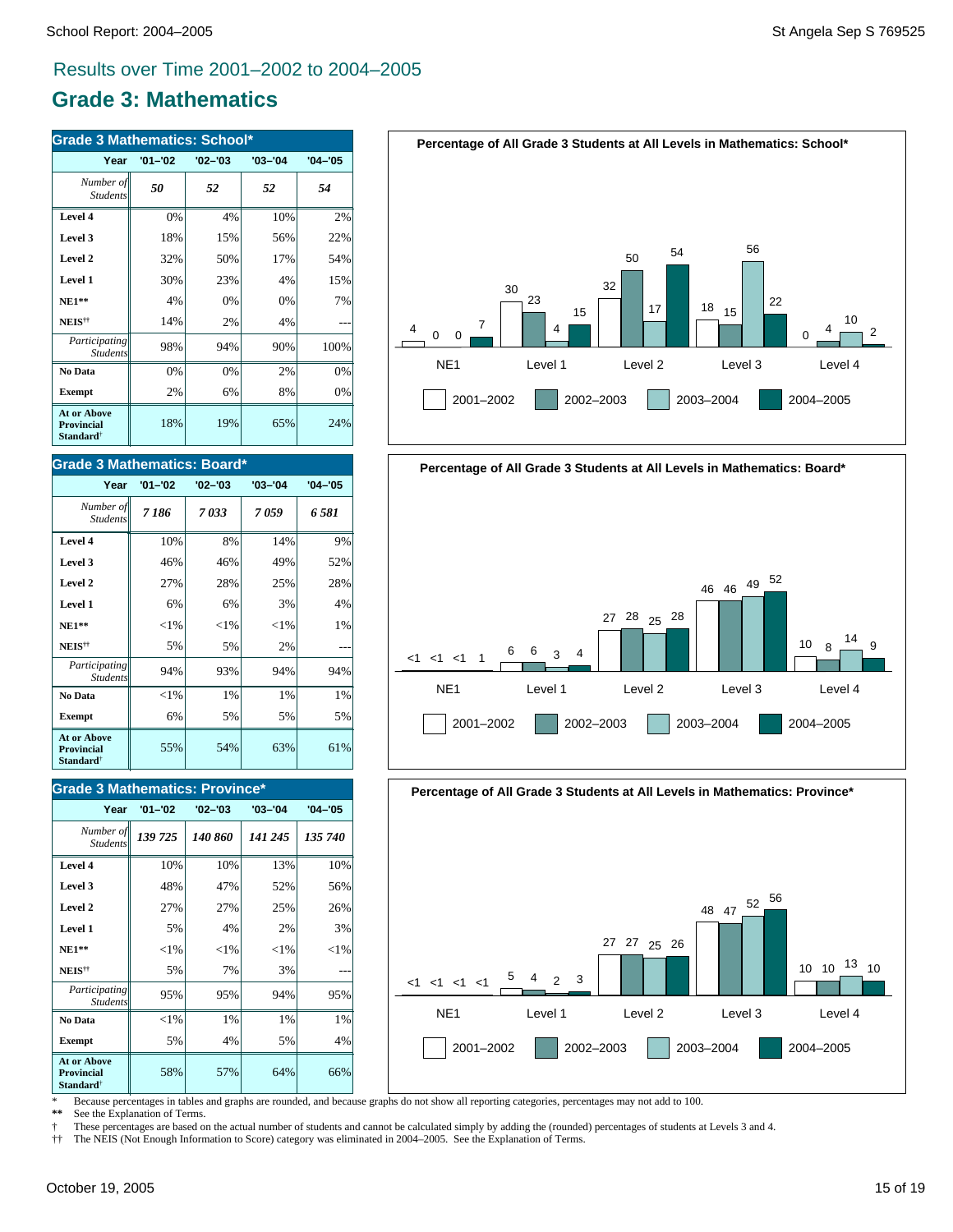## Results over Time 2001–2002 to 2004–2005

# Grade 3: Mathematics

| Grade 3 Mathematics: School* | | | | |
|---|---|---|---|---|
| **Year** | **'01–'02** | **'02–'03** | **'03–'04** | **'04–'05** |
| *Number of Students* | ***50*** | ***52*** | ***52*** | ***54*** |
| **Level 4** | 0% | 4% | 10% | 2% |
| **Level 3** | 18% | 15% | 56% | 22% |
| **Level 2** | 32% | 50% | 17% | 54% |
| **Level 1** | 30% | 23% | 4% | 15% |
| **NE1**** | 4% | 0% | 0% | 7% |
| **NEIS**†† | 14% | 2% | 4% | --- |
| *Participating Students* | 98% | 94% | 90% | 100% |
| **No Data** | 0% | 0% | 2% | 0% |
| **Exempt** | 2% | 6% | 8% | 0% |
| **At or Above Provincial Standard**† | 18% | 19% | 65% | 24% |

**Percentage of All Grade 3 Students at All Levels in Mathematics: School***

4 0 0 7 | 30 23 4 15 | 32 50 17 54 | 18 15 56 22 | 0 4 10 2

NE1 Level 1 Level 2 Level 3 Level 4

2001–2002 2002–2003 2003–2004 2004–2005

| Grade 3 Mathematics: Board* | | | | |
|---|---|---|---|---|
| **Year** | **'01–'02** | **'02–'03** | **'03–'04** | **'04–'05** |
| *Number of Students* | ***7 186*** | ***7 033*** | ***7 059*** | ***6 581*** |
| **Level 4** | 10% | 8% | 14% | 9% |
| **Level 3** | 46% | 46% | 49% | 52% |
| **Level 2** | 27% | 28% | 25% | 28% |
| **Level 1** | 6% | 6% | 3% | 4% |
| **NE1**** | <1% | <1% | <1% | 1% |
| **NEIS**†† | 5% | 5% | 2% | --- |
| *Participating Students* | 94% | 93% | 94% | 94% |
| **No Data** | <1% | 1% | 1% | 1% |
| **Exempt** | 6% | 5% | 5% | 5% |
| **At or Above Provincial Standard**† | 55% | 54% | 63% | 61% |

**Percentage of All Grade 3 Students at All Levels in Mathematics: Board***

<1 <1 <1 1 | 6 6 3 4 | 27 28 25 28 | 46 46 49 52 | 10 8 14 9

NE1 Level 1 Level 2 Level 3 Level 4

2001–2002 2002–2003 2003–2004 2004–2005

| Grade 3 Mathematics: Province* | | | | |
|---|---|---|---|---|
| **Year** | **'01–'02** | **'02–'03** | **'03–'04** | **'04–'05** |
| *Number of Students* | ***139 725*** | ***140 860*** | ***141 245*** | ***135 740*** |
| **Level 4** | 10% | 10% | 13% | 10% |
| **Level 3** | 48% | 47% | 52% | 56% |
| **Level 2** | 27% | 27% | 25% | 26% |
| **Level 1** | 5% | 4% | 2% | 3% |
| **NE1**** | <1% | <1% | <1% | <1% |
| **NEIS**†† | 5% | 7% | 3% | --- |
| *Participating Students* | 95% | 95% | 94% | 95% |
| **No Data** | <1% | 1% | 1% | 1% |
| **Exempt** | 5% | 4% | 5% | 4% |
| **At or Above Provincial Standard**† | 58% | 57% | 64% | 66% |

**Percentage of All Grade 3 Students at All Levels in Mathematics: Province***

<1 <1 <1 <1 | 5 4 2 3 | 27 27 25 26 | 48 47 52 56 | 10 10 13 10

NE1 Level 1 Level 2 Level 3 Level 4

2001–2002 2002–2003 2003–2004 2004–2005

\* Because percentages in tables and graphs are rounded, and because graphs do not show all reporting categories, percentages may not add to 100.

** See the Explanation of Terms.

† These percentages are based on the actual number of students and cannot be calculated simply by adding the (rounded) percentages of students at Levels 3 and 4.

†† The NEIS (Not Enough Information to Score) category was eliminated in 2004–2005. See the Explanation of Terms.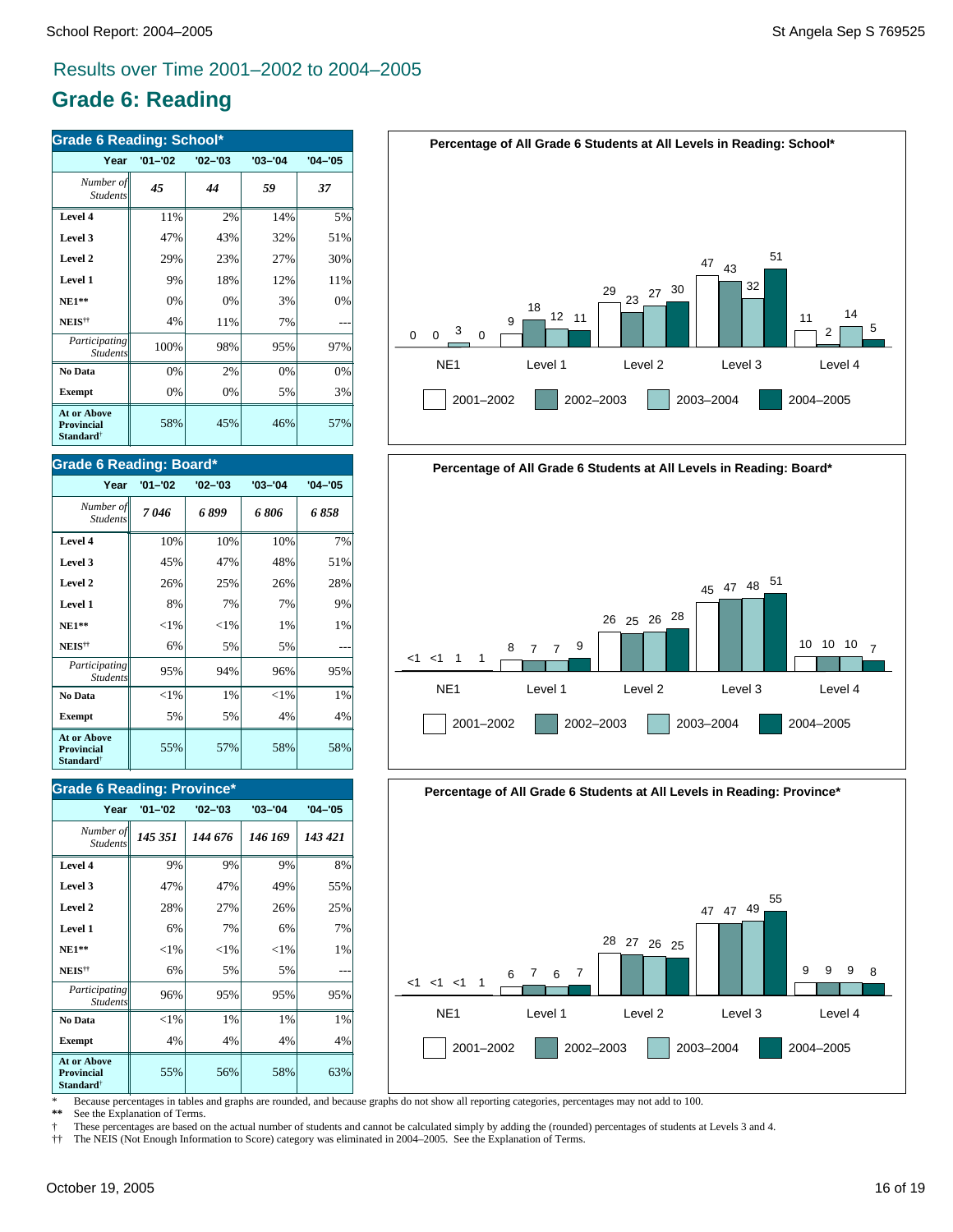## Results over Time 2001–2002 to 2004–2005

# Grade 6: Reading

| Grade 6 Reading: School* | | | | |
|---|---|---|---|---|
| Year | '01–'02 | '02–'03 | '03–'04 | '04–'05 |
| *Number of Students* | *45* | *44* | *59* | *37* |
| **Level 4** | 11% | 2% | 14% | 5% |
| **Level 3** | 47% | 43% | 32% | 51% |
| **Level 2** | 29% | 23% | 27% | 30% |
| **Level 1** | 9% | 18% | 12% | 11% |
| **NE1**** | 0% | 0% | 3% | 0% |
| **NEIS**†† | 4% | 11% | 7% | --- |
| *Participating Students* | 100% | 98% | 95% | 97% |
| **No Data** | 0% | 2% | 0% | 0% |
| **Exempt** | 0% | 0% | 5% | 3% |
| **At or Above Provincial Standard**† | 58% | 45% | 46% | 57% |

**Percentage of All Grade 6 Students at All Levels in Reading: School***

NE1: 0 0 3 0
Level 1: 9 18 12 11
Level 2: 29 23 27 30
Level 3: 47 43 32 51
Level 4: 11 2 14 5

2001–2002 2002–2003 2003–2004 2004–2005

| Grade 6 Reading: Board* | | | | |
|---|---|---|---|---|
| Year | '01–'02 | '02–'03 | '03–'04 | '04–'05 |
| *Number of Students* | *7 046* | *6 899* | *6 806* | *6 858* |
| **Level 4** | 10% | 10% | 10% | 7% |
| **Level 3** | 45% | 47% | 48% | 51% |
| **Level 2** | 26% | 25% | 26% | 28% |
| **Level 1** | 8% | 7% | 7% | 9% |
| **NE1**** | <1% | <1% | 1% | 1% |
| **NEIS**†† | 6% | 5% | 5% | --- |
| *Participating Students* | 95% | 94% | 96% | 95% |
| **No Data** | <1% | 1% | <1% | 1% |
| **Exempt** | 5% | 5% | 4% | 4% |
| **At or Above Provincial Standard**† | 55% | 57% | 58% | 58% |

**Percentage of All Grade 6 Students at All Levels in Reading: Board***

NE1: <1 <1 1 1
Level 1: 8 7 7 9
Level 2: 26 25 26 28
Level 3: 45 47 48 51
Level 4: 10 10 10 7

2001–2002 2002–2003 2003–2004 2004–2005

| Grade 6 Reading: Province* | | | | |
|---|---|---|---|---|
| Year | '01–'02 | '02–'03 | '03–'04 | '04–'05 |
| *Number of Students* | *145 351* | *144 676* | *146 169* | *143 421* |
| **Level 4** | 9% | 9% | 9% | 8% |
| **Level 3** | 47% | 47% | 49% | 55% |
| **Level 2** | 28% | 27% | 26% | 25% |
| **Level 1** | 6% | 7% | 6% | 7% |
| **NE1**** | <1% | <1% | <1% | 1% |
| **NEIS**†† | 6% | 5% | 5% | --- |
| *Participating Students* | 96% | 95% | 95% | 95% |
| **No Data** | <1% | 1% | 1% | 1% |
| **Exempt** | 4% | 4% | 4% | 4% |
| **At or Above Provincial Standard**† | 55% | 56% | 58% | 63% |

**Percentage of All Grade 6 Students at All Levels in Reading: Province***

NE1: <1 <1 <1 1
Level 1: 6 7 6 7
Level 2: 28 27 26 25
Level 3: 47 47 49 55
Level 4: 9 9 9 8

2001–2002 2002–2003 2003–2004 2004–2005

\* Because percentages in tables and graphs are rounded, and because graphs do not show all reporting categories, percentages may not add to 100.
** See the Explanation of Terms.
† These percentages are based on the actual number of students and cannot be calculated simply by adding the (rounded) percentages of students at Levels 3 and 4.
†† The NEIS (Not Enough Information to Score) category was eliminated in 2004–2005. See the Explanation of Terms.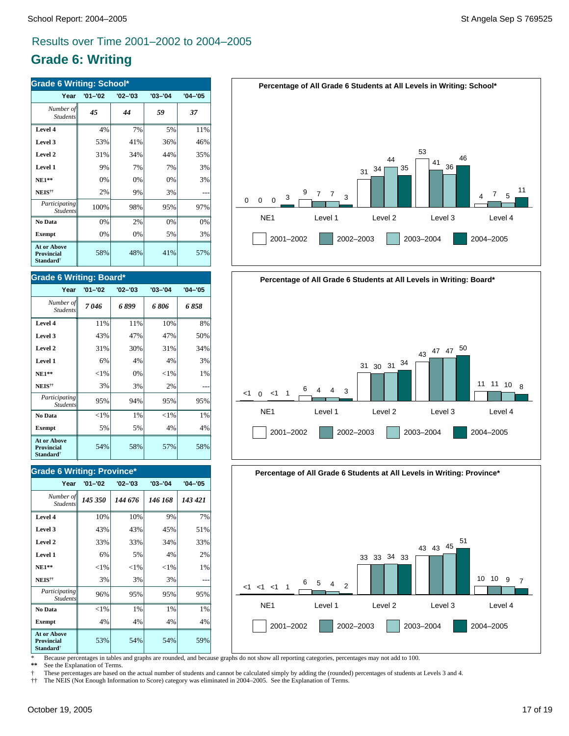# Results over Time 2001–2002 to 2004–2005

## Grade 6: Writing

| Grade 6 Writing: School* | | | | |
|---|---|---|---|---|
| Year | '01–'02 | '02–'03 | '03–'04 | '04–'05 |
| *Number of Students* | *45* | *44* | *59* | *37* |
| **Level 4** | 4% | 7% | 5% | 11% |
| **Level 3** | 53% | 41% | 36% | 46% |
| **Level 2** | 31% | 34% | 44% | 35% |
| **Level 1** | 9% | 7% | 7% | 3% |
| **NE1**** | 0% | 0% | 0% | 3% |
| **NEIS**†† | 2% | 9% | 3% | --- |
| *Participating Students* | 100% | 98% | 95% | 97% |
| **No Data** | 0% | 2% | 0% | 0% |
| **Exempt** | 0% | 0% | 5% | 3% |
| **At or Above Provincial Standard**† | 58% | 48% | 41% | 57% |

**Percentage of All Grade 6 Students at All Levels in Writing: School***

NE1: 0 0 0 3
Level 1: 9 7 7 3
Level 2: 31 34 44 35
Level 3: 53 41 36 46
Level 4: 4 7 5 11

2001–2002 2002–2003 2003–2004 2004–2005

| Grade 6 Writing: Board* | | | | |
|---|---|---|---|---|
| Year | '01–'02 | '02–'03 | '03–'04 | '04–'05 |
| *Number of Students* | *7 046* | *6 899* | *6 806* | *6 858* |
| **Level 4** | 11% | 11% | 10% | 8% |
| **Level 3** | 43% | 47% | 47% | 50% |
| **Level 2** | 31% | 30% | 31% | 34% |
| **Level 1** | 6% | 4% | 4% | 3% |
| **NE1**** | <1% | 0% | <1% | 1% |
| **NEIS**†† | 3% | 3% | 2% | --- |
| *Participating Students* | 95% | 94% | 95% | 95% |
| **No Data** | <1% | 1% | <1% | 1% |
| **Exempt** | 5% | 5% | 4% | 4% |
| **At or Above Provincial Standard**† | 54% | 58% | 57% | 58% |

**Percentage of All Grade 6 Students at All Levels in Writing: Board***

NE1: <1 0 <1 1
Level 1: 6 4 4 3
Level 2: 31 30 31 34
Level 3: 43 47 47 50
Level 4: 11 11 10 8

2001–2002 2002–2003 2003–2004 2004–2005

| Grade 6 Writing: Province* | | | | |
|---|---|---|---|---|
| Year | '01–'02 | '02–'03 | '03–'04 | '04–'05 |
| *Number of Students* | *145 350* | *144 676* | *146 168* | *143 421* |
| **Level 4** | 10% | 10% | 9% | 7% |
| **Level 3** | 43% | 43% | 45% | 51% |
| **Level 2** | 33% | 33% | 34% | 33% |
| **Level 1** | 6% | 5% | 4% | 2% |
| **NE1**** | <1% | <1% | <1% | 1% |
| **NEIS**†† | 3% | 3% | 3% | --- |
| *Participating Students* | 96% | 95% | 95% | 95% |
| **No Data** | <1% | 1% | 1% | 1% |
| **Exempt** | 4% | 4% | 4% | 4% |
| **At or Above Provincial Standard**† | 53% | 54% | 54% | 59% |

**Percentage of All Grade 6 Students at All Levels in Writing: Province***

NE1: <1 <1 <1 1
Level 1: 6 5 4 2
Level 2: 33 33 34 33
Level 3: 43 43 45 51
Level 4: 10 10 9 7

2001–2002 2002–2003 2003–2004 2004–2005

\* Because percentages in tables and graphs are rounded, and because graphs do not show all reporting categories, percentages may not add to 100.
** See the Explanation of Terms.
† These percentages are based on the actual number of students and cannot be calculated simply by adding the (rounded) percentages of students at Levels 3 and 4.
†† The NEIS (Not Enough Information to Score) category was eliminated in 2004–2005. See the Explanation of Terms.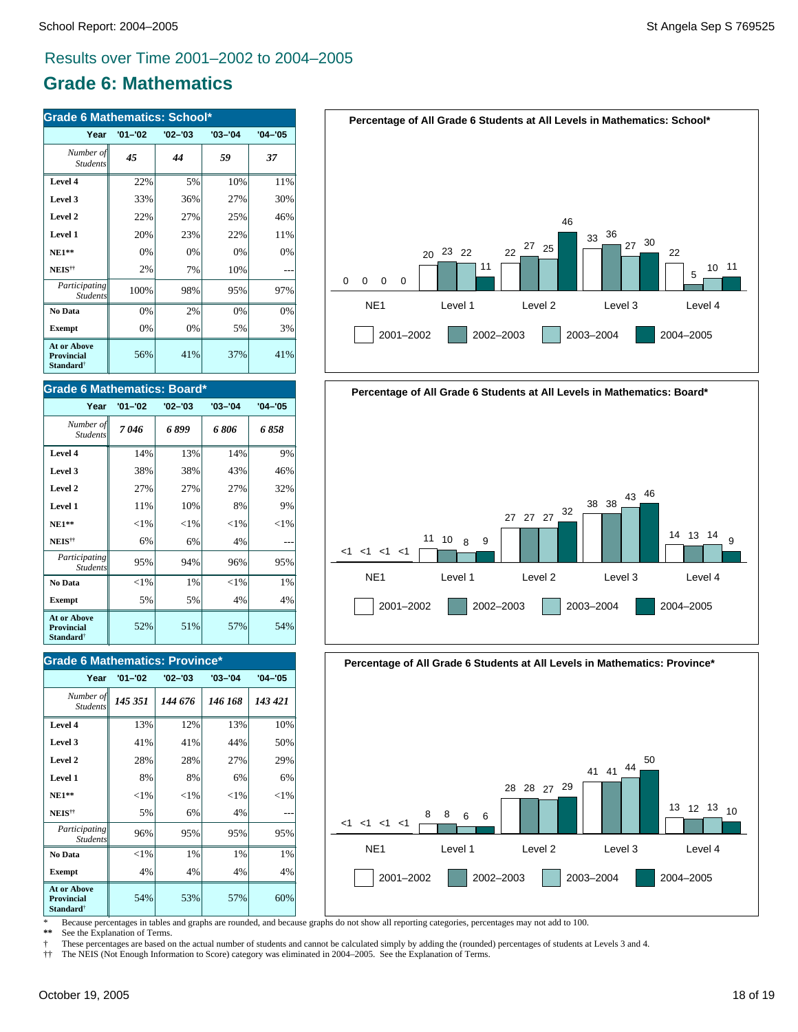Results over Time 2001–2002 to 2004–2005

# Grade 6: Mathematics

| Grade 6 Mathematics: School* | | | | |
|---|---|---|---|---|
| Year | '01–'02 | '02–'03 | '03–'04 | '04–'05 |
| *Number of Students* | *45* | *44* | *59* | *37* |
| **Level 4** | 22% | 5% | 10% | 11% |
| **Level 3** | 33% | 36% | 27% | 30% |
| **Level 2** | 22% | 27% | 25% | 46% |
| **Level 1** | 20% | 23% | 22% | 11% |
| **NE1**** | 0% | 0% | 0% | 0% |
| **NEIS**†† | 2% | 7% | 10% | --- |
| *Participating Students* | 100% | 98% | 95% | 97% |
| **No Data** | 0% | 2% | 0% | 0% |
| **Exempt** | 0% | 0% | 5% | 3% |
| **At or Above Provincial Standard**† | 56% | 41% | 37% | 41% |

**Percentage of All Grade 6 Students at All Levels in Mathematics: School***

0 0 0 0
20 23 22 11
22 27 25 46
33 36 27 30
22 5 10 11

NE1 Level 1 Level 2 Level 3 Level 4

2001–2002 2002–2003 2003–2004 2004–2005

| Grade 6 Mathematics: Board* | | | | |
|---|---|---|---|---|
| Year | '01–'02 | '02–'03 | '03–'04 | '04–'05 |
| *Number of Students* | *7 046* | *6 899* | *6 806* | *6 858* |
| **Level 4** | 14% | 13% | 14% | 9% |
| **Level 3** | 38% | 38% | 43% | 46% |
| **Level 2** | 27% | 27% | 27% | 32% |
| **Level 1** | 11% | 10% | 8% | 9% |
| **NE1**** | <1% | <1% | <1% | <1% |
| **NEIS**†† | 6% | 6% | 4% | --- |
| *Participating Students* | 95% | 94% | 96% | 95% |
| **No Data** | <1% | 1% | <1% | 1% |
| **Exempt** | 5% | 5% | 4% | 4% |
| **At or Above Provincial Standard**† | 52% | 51% | 57% | 54% |

**Percentage of All Grade 6 Students at All Levels in Mathematics: Board***

<1 <1 <1 <1
11 10 8 9
27 27 27 32
38 38 43 46
14 13 14 9

NE1 Level 1 Level 2 Level 3 Level 4

2001–2002 2002–2003 2003–2004 2004–2005

| Grade 6 Mathematics: Province* | | | | |
|---|---|---|---|---|
| Year | '01–'02 | '02–'03 | '03–'04 | '04–'05 |
| *Number of Students* | *145 351* | *144 676* | *146 168* | *143 421* |
| **Level 4** | 13% | 12% | 13% | 10% |
| **Level 3** | 41% | 41% | 44% | 50% |
| **Level 2** | 28% | 28% | 27% | 29% |
| **Level 1** | 8% | 8% | 6% | 6% |
| **NE1**** | <1% | <1% | <1% | <1% |
| **NEIS**†† | 5% | 6% | 4% | --- |
| *Participating Students* | 96% | 95% | 95% | 95% |
| **No Data** | <1% | 1% | 1% | 1% |
| **Exempt** | 4% | 4% | 4% | 4% |
| **At or Above Provincial Standard**† | 54% | 53% | 57% | 60% |

**Percentage of All Grade 6 Students at All Levels in Mathematics: Province***

<1 <1 <1 <1
8 8 6 6
28 28 27 29
41 41 44 50
13 12 13 10

NE1 Level 1 Level 2 Level 3 Level 4

2001–2002 2002–2003 2003–2004 2004–2005

\* Because percentages in tables and graphs are rounded, and because graphs do not show all reporting categories, percentages may not add to 100.

** See the Explanation of Terms.

† These percentages are based on the actual number of students and cannot be calculated simply by adding the (rounded) percentages of students at Levels 3 and 4.

†† The NEIS (Not Enough Information to Score) category was eliminated in 2004–2005. See the Explanation of Terms.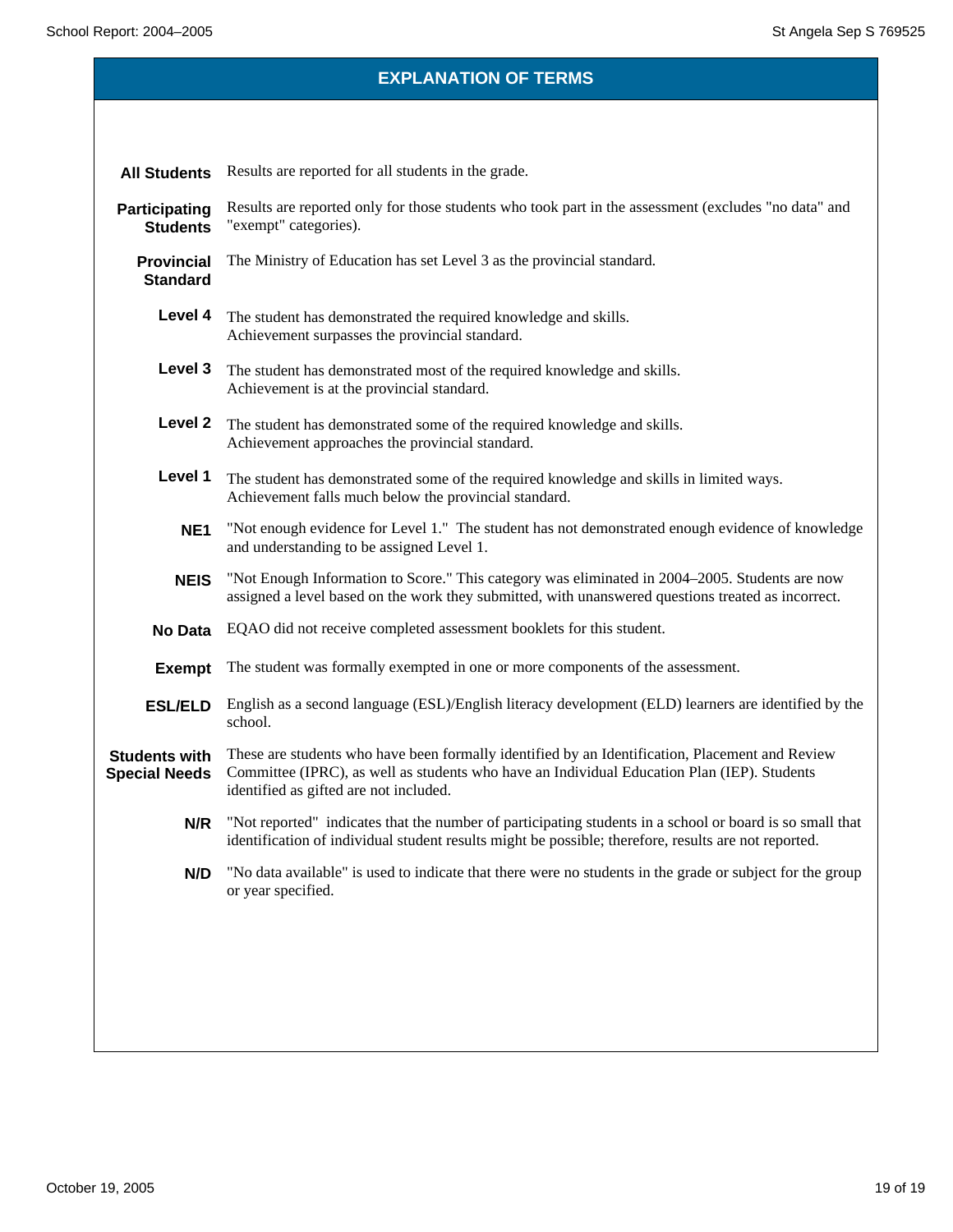## EXPLANATION OF TERMS

**All Students** Results are reported for all students in the grade.

**Participating Students** Results are reported only for those students who took part in the assessment (excludes "no data" and "exempt" categories).

**Provincial Standard** The Ministry of Education has set Level 3 as the provincial standard.

**Level 4** The student has demonstrated the required knowledge and skills.
Achievement surpasses the provincial standard.

**Level 3** The student has demonstrated most of the required knowledge and skills.
Achievement is at the provincial standard.

**Level 2** The student has demonstrated some of the required knowledge and skills.
Achievement approaches the provincial standard.

**Level 1** The student has demonstrated some of the required knowledge and skills in limited ways.
Achievement falls much below the provincial standard.

**NE1** "Not enough evidence for Level 1." The student has not demonstrated enough evidence of knowledge and understanding to be assigned Level 1.

**NEIS** "Not Enough Information to Score." This category was eliminated in 2004–2005. Students are now assigned a level based on the work they submitted, with unanswered questions treated as incorrect.

**No Data** EQAO did not receive completed assessment booklets for this student.

**Exempt** The student was formally exempted in one or more components of the assessment.

**ESL/ELD** English as a second language (ESL)/English literacy development (ELD) learners are identified by the school.

**Students with Special Needs** These are students who have been formally identified by an Identification, Placement and Review Committee (IPRC), as well as students who have an Individual Education Plan (IEP). Students identified as gifted are not included.

**N/R** "Not reported" indicates that the number of participating students in a school or board is so small that identification of individual student results might be possible; therefore, results are not reported.

**N/D** "No data available" is used to indicate that there were no students in the grade or subject for the group or year specified.